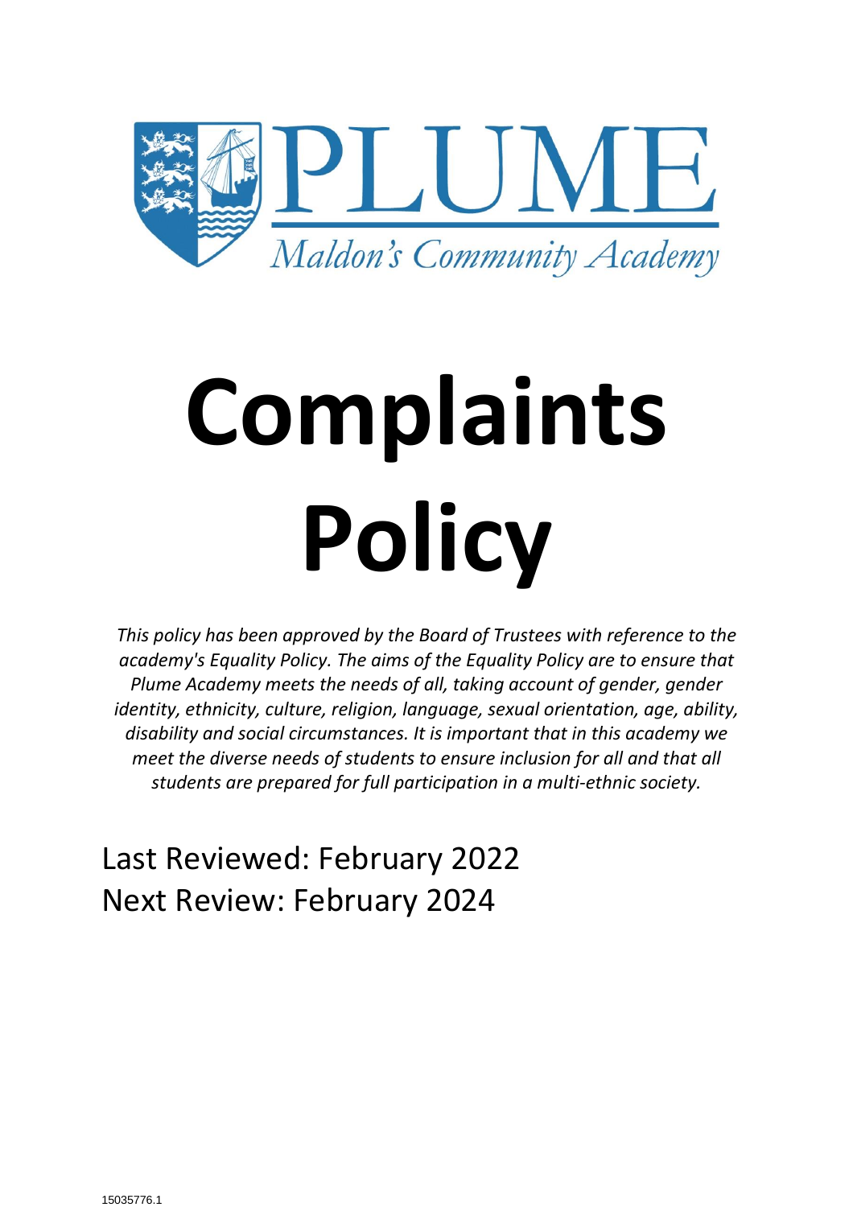PLUME

*Maldon's Community Academy*

# Complaints Policy

*This policy has been approved by the Board of Trustees with reference to the academy's Equality Policy. The aims of the Equality Policy are to ensure that Plume Academy meets the needs of all, taking account of gender, gender identity, ethnicity, culture, religion, language, sexual orientation, age, ability, disability and social circumstances. It is important that in this academy we meet the diverse needs of students to ensure inclusion for all and that all students are prepared for full participation in a multi-ethnic society.*

Last Reviewed: February 2022
Next Review: February 2024

15035776.1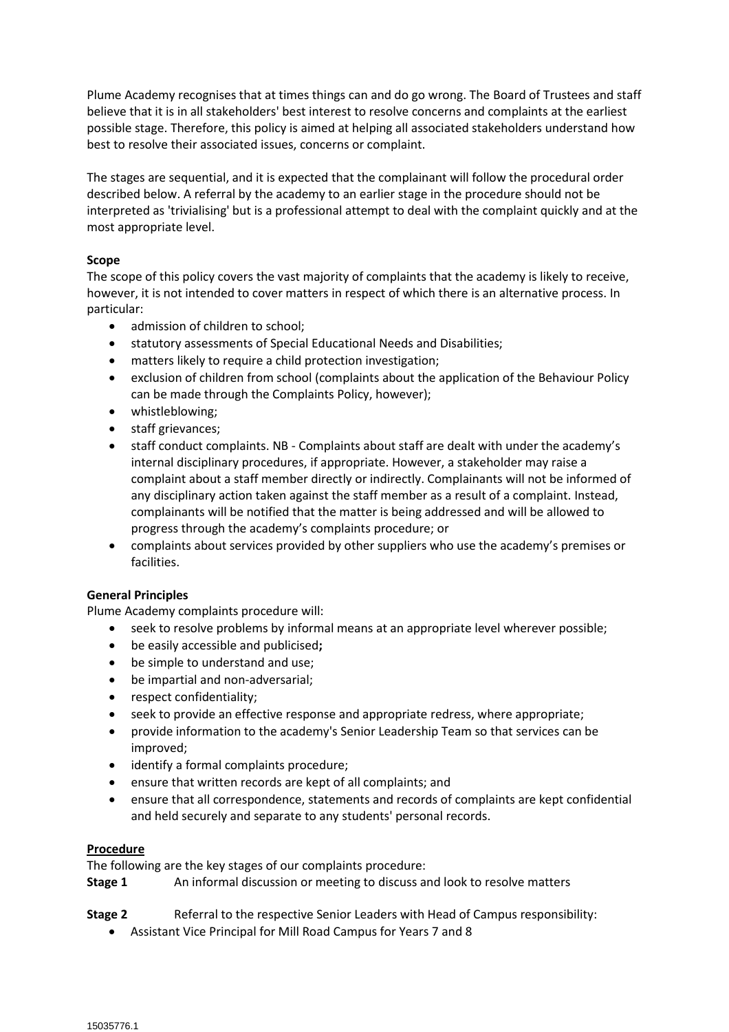Plume Academy recognises that at times things can and do go wrong. The Board of Trustees and staff believe that it is in all stakeholders' best interest to resolve concerns and complaints at the earliest possible stage. Therefore, this policy is aimed at helping all associated stakeholders understand how best to resolve their associated issues, concerns or complaint.

The stages are sequential, and it is expected that the complainant will follow the procedural order described below. A referral by the academy to an earlier stage in the procedure should not be interpreted as 'trivialising' but is a professional attempt to deal with the complaint quickly and at the most appropriate level.

**Scope**

The scope of this policy covers the vast majority of complaints that the academy is likely to receive, however, it is not intended to cover matters in respect of which there is an alternative process. In particular:

- admission of children to school;
- statutory assessments of Special Educational Needs and Disabilities;
- matters likely to require a child protection investigation;
- exclusion of children from school (complaints about the application of the Behaviour Policy can be made through the Complaints Policy, however);
- whistleblowing;
- staff grievances;
- staff conduct complaints. NB - Complaints about staff are dealt with under the academy's internal disciplinary procedures, if appropriate. However, a stakeholder may raise a complaint about a staff member directly or indirectly. Complainants will not be informed of any disciplinary action taken against the staff member as a result of a complaint. Instead, complainants will be notified that the matter is being addressed and will be allowed to progress through the academy's complaints procedure; or
- complaints about services provided by other suppliers who use the academy's premises or facilities.

**General Principles**

Plume Academy complaints procedure will:

- seek to resolve problems by informal means at an appropriate level wherever possible;
- be easily accessible and publicised**;**
- be simple to understand and use;
- be impartial and non-adversarial;
- respect confidentiality;
- seek to provide an effective response and appropriate redress, where appropriate;
- provide information to the academy's Senior Leadership Team so that services can be improved;
- identify a formal complaints procedure;
- ensure that written records are kept of all complaints; and
- ensure that all correspondence, statements and records of complaints are kept confidential and held securely and separate to any students' personal records.

**Procedure**

The following are the key stages of our complaints procedure:

**Stage 1** An informal discussion or meeting to discuss and look to resolve matters

**Stage 2** Referral to the respective Senior Leaders with Head of Campus responsibility:

- Assistant Vice Principal for Mill Road Campus for Years 7 and 8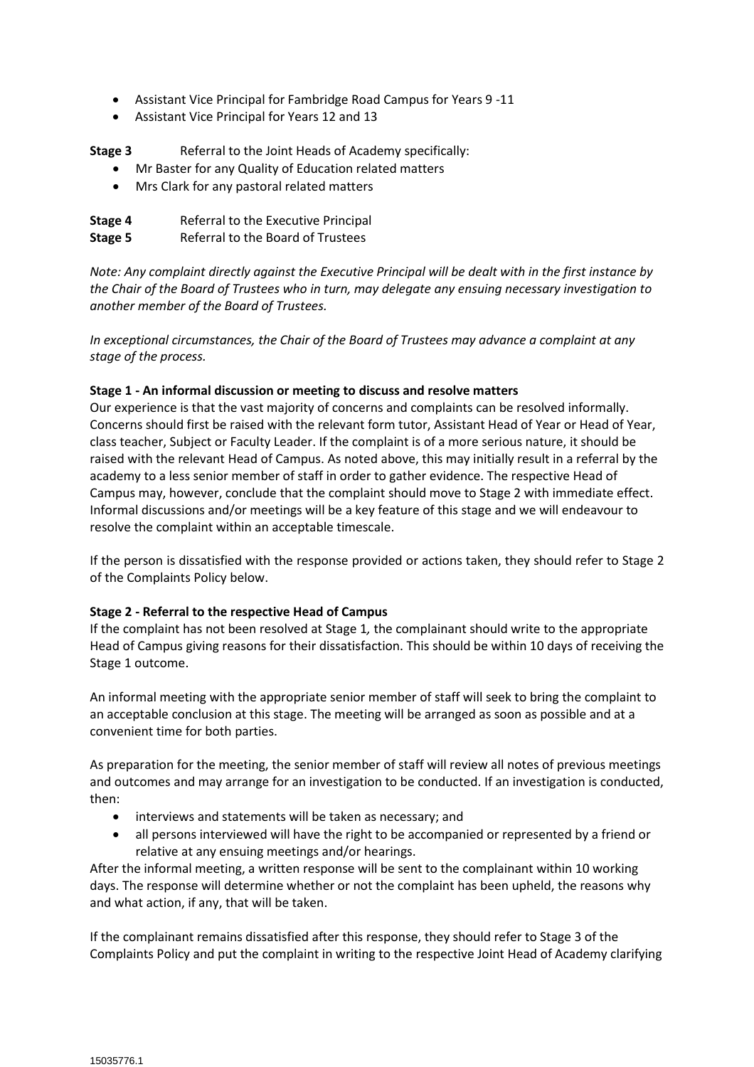- Assistant Vice Principal for Fambridge Road Campus for Years 9 -11
- Assistant Vice Principal for Years 12 and 13

**Stage 3** Referral to the Joint Heads of Academy specifically:

- Mr Baster for any Quality of Education related matters
- Mrs Clark for any pastoral related matters

**Stage 4** Referral to the Executive Principal
**Stage 5** Referral to the Board of Trustees

*Note: Any complaint directly against the Executive Principal will be dealt with in the first instance by the Chair of the Board of Trustees who in turn, may delegate any ensuing necessary investigation to another member of the Board of Trustees.*

*In exceptional circumstances, the Chair of the Board of Trustees may advance a complaint at any stage of the process.*

**Stage 1 - An informal discussion or meeting to discuss and resolve matters**

Our experience is that the vast majority of concerns and complaints can be resolved informally. Concerns should first be raised with the relevant form tutor, Assistant Head of Year or Head of Year, class teacher, Subject or Faculty Leader. If the complaint is of a more serious nature, it should be raised with the relevant Head of Campus. As noted above, this may initially result in a referral by the academy to a less senior member of staff in order to gather evidence. The respective Head of Campus may, however, conclude that the complaint should move to Stage 2 with immediate effect. Informal discussions and/or meetings will be a key feature of this stage and we will endeavour to resolve the complaint within an acceptable timescale.

If the person is dissatisfied with the response provided or actions taken, they should refer to Stage 2 of the Complaints Policy below.

**Stage 2 - Referral to the respective Head of Campus**

If the complaint has not been resolved at Stage 1, the complainant should write to the appropriate Head of Campus giving reasons for their dissatisfaction. This should be within 10 days of receiving the Stage 1 outcome.

An informal meeting with the appropriate senior member of staff will seek to bring the complaint to an acceptable conclusion at this stage. The meeting will be arranged as soon as possible and at a convenient time for both parties.

As preparation for the meeting, the senior member of staff will review all notes of previous meetings and outcomes and may arrange for an investigation to be conducted. If an investigation is conducted, then:

- interviews and statements will be taken as necessary; and
- all persons interviewed will have the right to be accompanied or represented by a friend or relative at any ensuing meetings and/or hearings.

After the informal meeting, a written response will be sent to the complainant within 10 working days. The response will determine whether or not the complaint has been upheld, the reasons why and what action, if any, that will be taken.

If the complainant remains dissatisfied after this response, they should refer to Stage 3 of the Complaints Policy and put the complaint in writing to the respective Joint Head of Academy clarifying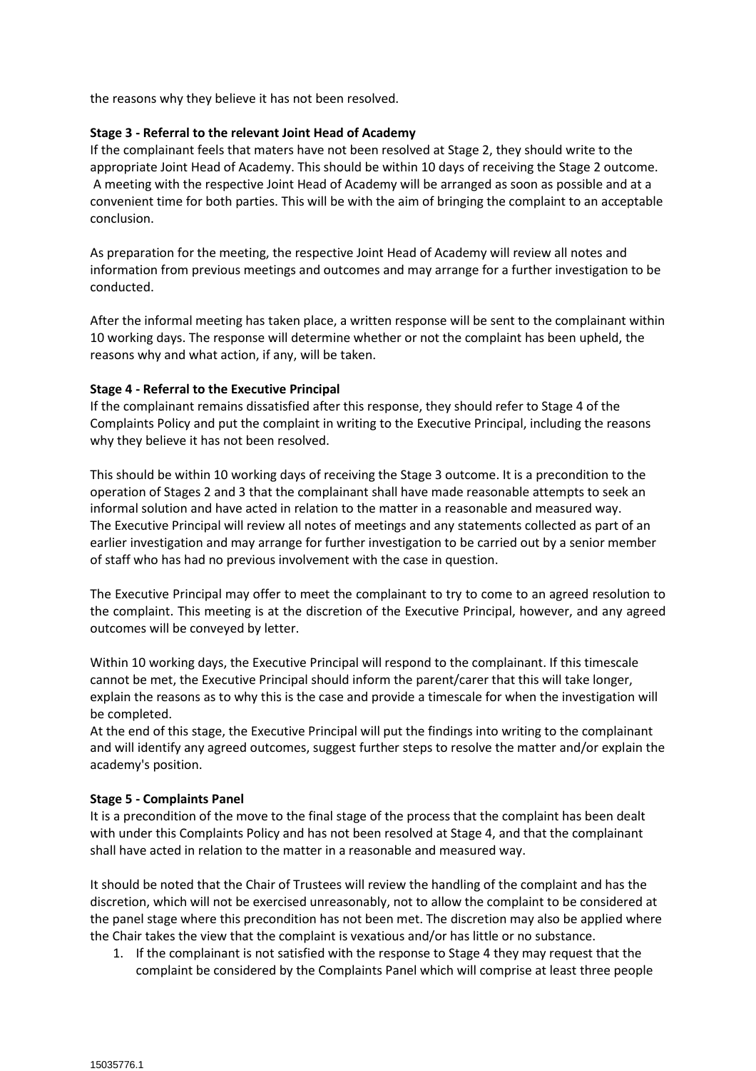the reasons why they believe it has not been resolved.

**Stage 3 - Referral to the relevant Joint Head of Academy**

If the complainant feels that maters have not been resolved at Stage 2, they should write to the appropriate Joint Head of Academy. This should be within 10 days of receiving the Stage 2 outcome. A meeting with the respective Joint Head of Academy will be arranged as soon as possible and at a convenient time for both parties. This will be with the aim of bringing the complaint to an acceptable conclusion.

As preparation for the meeting, the respective Joint Head of Academy will review all notes and information from previous meetings and outcomes and may arrange for a further investigation to be conducted.

After the informal meeting has taken place, a written response will be sent to the complainant within 10 working days. The response will determine whether or not the complaint has been upheld, the reasons why and what action, if any, will be taken.

**Stage 4 - Referral to the Executive Principal**

If the complainant remains dissatisfied after this response, they should refer to Stage 4 of the Complaints Policy and put the complaint in writing to the Executive Principal, including the reasons why they believe it has not been resolved.

This should be within 10 working days of receiving the Stage 3 outcome. It is a precondition to the operation of Stages 2 and 3 that the complainant shall have made reasonable attempts to seek an informal solution and have acted in relation to the matter in a reasonable and measured way. The Executive Principal will review all notes of meetings and any statements collected as part of an earlier investigation and may arrange for further investigation to be carried out by a senior member of staff who has had no previous involvement with the case in question.

The Executive Principal may offer to meet the complainant to try to come to an agreed resolution to the complaint. This meeting is at the discretion of the Executive Principal, however, and any agreed outcomes will be conveyed by letter.

Within 10 working days, the Executive Principal will respond to the complainant. If this timescale cannot be met, the Executive Principal should inform the parent/carer that this will take longer, explain the reasons as to why this is the case and provide a timescale for when the investigation will be completed.

At the end of this stage, the Executive Principal will put the findings into writing to the complainant and will identify any agreed outcomes, suggest further steps to resolve the matter and/or explain the academy's position.

**Stage 5 - Complaints Panel**

It is a precondition of the move to the final stage of the process that the complaint has been dealt with under this Complaints Policy and has not been resolved at Stage 4, and that the complainant shall have acted in relation to the matter in a reasonable and measured way.

It should be noted that the Chair of Trustees will review the handling of the complaint and has the discretion, which will not be exercised unreasonably, not to allow the complaint to be considered at the panel stage where this precondition has not been met. The discretion may also be applied where the Chair takes the view that the complaint is vexatious and/or has little or no substance.

1. If the complainant is not satisfied with the response to Stage 4 they may request that the complaint be considered by the Complaints Panel which will comprise at least three people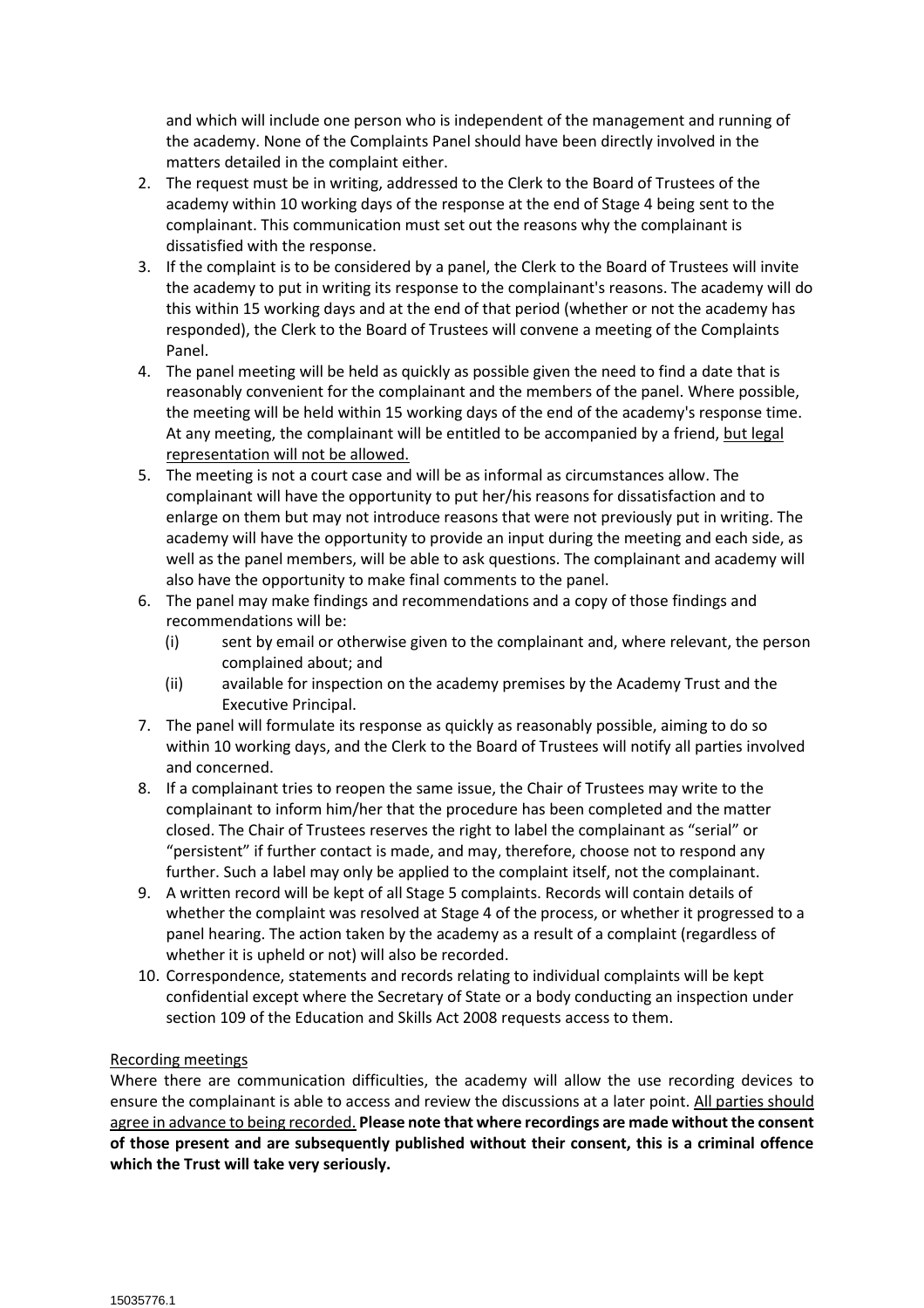and which will include one person who is independent of the management and running of the academy. None of the Complaints Panel should have been directly involved in the matters detailed in the complaint either.

2. The request must be in writing, addressed to the Clerk to the Board of Trustees of the academy within 10 working days of the response at the end of Stage 4 being sent to the complainant. This communication must set out the reasons why the complainant is dissatisfied with the response.
3. If the complaint is to be considered by a panel, the Clerk to the Board of Trustees will invite the academy to put in writing its response to the complainant's reasons. The academy will do this within 15 working days and at the end of that period (whether or not the academy has responded), the Clerk to the Board of Trustees will convene a meeting of the Complaints Panel.
4. The panel meeting will be held as quickly as possible given the need to find a date that is reasonably convenient for the complainant and the members of the panel. Where possible, the meeting will be held within 15 working days of the end of the academy's response time. At any meeting, the complainant will be entitled to be accompanied by a friend, <u>but legal representation will not be allowed.</u>
5. The meeting is not a court case and will be as informal as circumstances allow. The complainant will have the opportunity to put her/his reasons for dissatisfaction and to enlarge on them but may not introduce reasons that were not previously put in writing. The academy will have the opportunity to provide an input during the meeting and each side, as well as the panel members, will be able to ask questions. The complainant and academy will also have the opportunity to make final comments to the panel.
6. The panel may make findings and recommendations and a copy of those findings and recommendations will be:
   - (i) sent by email or otherwise given to the complainant and, where relevant, the person complained about; and
   - (ii) available for inspection on the academy premises by the Academy Trust and the Executive Principal.
7. The panel will formulate its response as quickly as reasonably possible, aiming to do so within 10 working days, and the Clerk to the Board of Trustees will notify all parties involved and concerned.
8. If a complainant tries to reopen the same issue, the Chair of Trustees may write to the complainant to inform him/her that the procedure has been completed and the matter closed. The Chair of Trustees reserves the right to label the complainant as "serial" or "persistent" if further contact is made, and may, therefore, choose not to respond any further. Such a label may only be applied to the complaint itself, not the complainant.
9. A written record will be kept of all Stage 5 complaints. Records will contain details of whether the complaint was resolved at Stage 4 of the process, or whether it progressed to a panel hearing. The action taken by the academy as a result of a complaint (regardless of whether it is upheld or not) will also be recorded.
10. Correspondence, statements and records relating to individual complaints will be kept confidential except where the Secretary of State or a body conducting an inspection under section 109 of the Education and Skills Act 2008 requests access to them.

<u>Recording meetings</u>

Where there are communication difficulties, the academy will allow the use recording devices to ensure the complainant is able to access and review the discussions at a later point. <u>All parties should agree in advance to being recorded.</u> **Please note that where recordings are made without the consent of those present and are subsequently published without their consent, this is a criminal offence which the Trust will take very seriously.**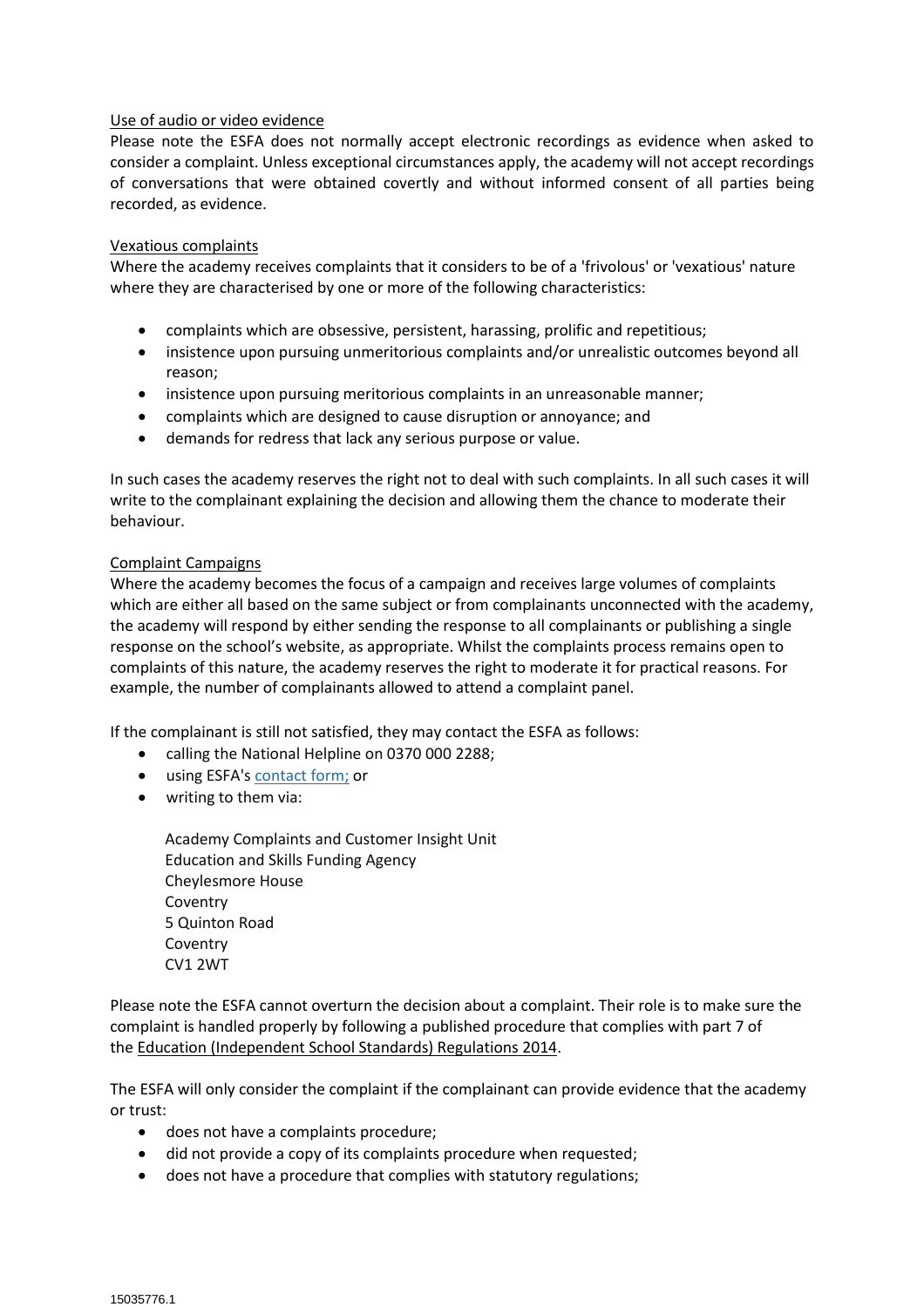Use of audio or video evidence

Please note the ESFA does not normally accept electronic recordings as evidence when asked to consider a complaint. Unless exceptional circumstances apply, the academy will not accept recordings of conversations that were obtained covertly and without informed consent of all parties being recorded, as evidence.

Vexatious complaints

Where the academy receives complaints that it considers to be of a 'frivolous' or 'vexatious' nature where they are characterised by one or more of the following characteristics:

- complaints which are obsessive, persistent, harassing, prolific and repetitious;
- insistence upon pursuing unmeritorious complaints and/or unrealistic outcomes beyond all reason;
- insistence upon pursuing meritorious complaints in an unreasonable manner;
- complaints which are designed to cause disruption or annoyance; and
- demands for redress that lack any serious purpose or value.

In such cases the academy reserves the right not to deal with such complaints. In all such cases it will write to the complainant explaining the decision and allowing them the chance to moderate their behaviour.

Complaint Campaigns

Where the academy becomes the focus of a campaign and receives large volumes of complaints which are either all based on the same subject or from complainants unconnected with the academy, the academy will respond by either sending the response to all complainants or publishing a single response on the school's website, as appropriate. Whilst the complaints process remains open to complaints of this nature, the academy reserves the right to moderate it for practical reasons. For example, the number of complainants allowed to attend a complaint panel.

If the complainant is still not satisfied, they may contact the ESFA as follows:

- calling the National Helpline on 0370 000 2288;
- using ESFA's contact form; or
- writing to them via:

  Academy Complaints and Customer Insight Unit  
  Education and Skills Funding Agency  
  Cheylesmore House  
  Coventry  
  5 Quinton Road  
  Coventry  
  CV1 2WT

Please note the ESFA cannot overturn the decision about a complaint. Their role is to make sure the complaint is handled properly by following a published procedure that complies with part 7 of the Education (Independent School Standards) Regulations 2014.

The ESFA will only consider the complaint if the complainant can provide evidence that the academy or trust:

- does not have a complaints procedure;
- did not provide a copy of its complaints procedure when requested;
- does not have a procedure that complies with statutory regulations;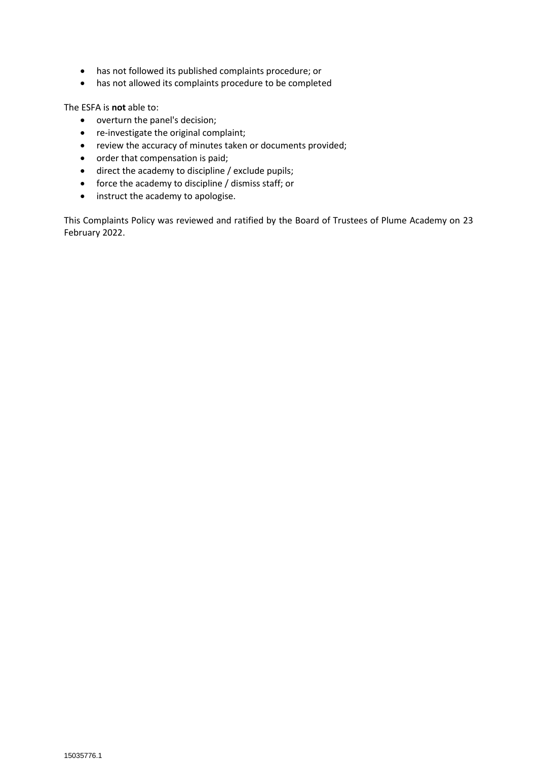- has not followed its published complaints procedure; or
- has not allowed its complaints procedure to be completed

The ESFA is **not** able to:

- overturn the panel's decision;
- re-investigate the original complaint;
- review the accuracy of minutes taken or documents provided;
- order that compensation is paid;
- direct the academy to discipline / exclude pupils;
- force the academy to discipline / dismiss staff; or
- instruct the academy to apologise.

This Complaints Policy was reviewed and ratified by the Board of Trustees of Plume Academy on 23 February 2022.

15035776.1